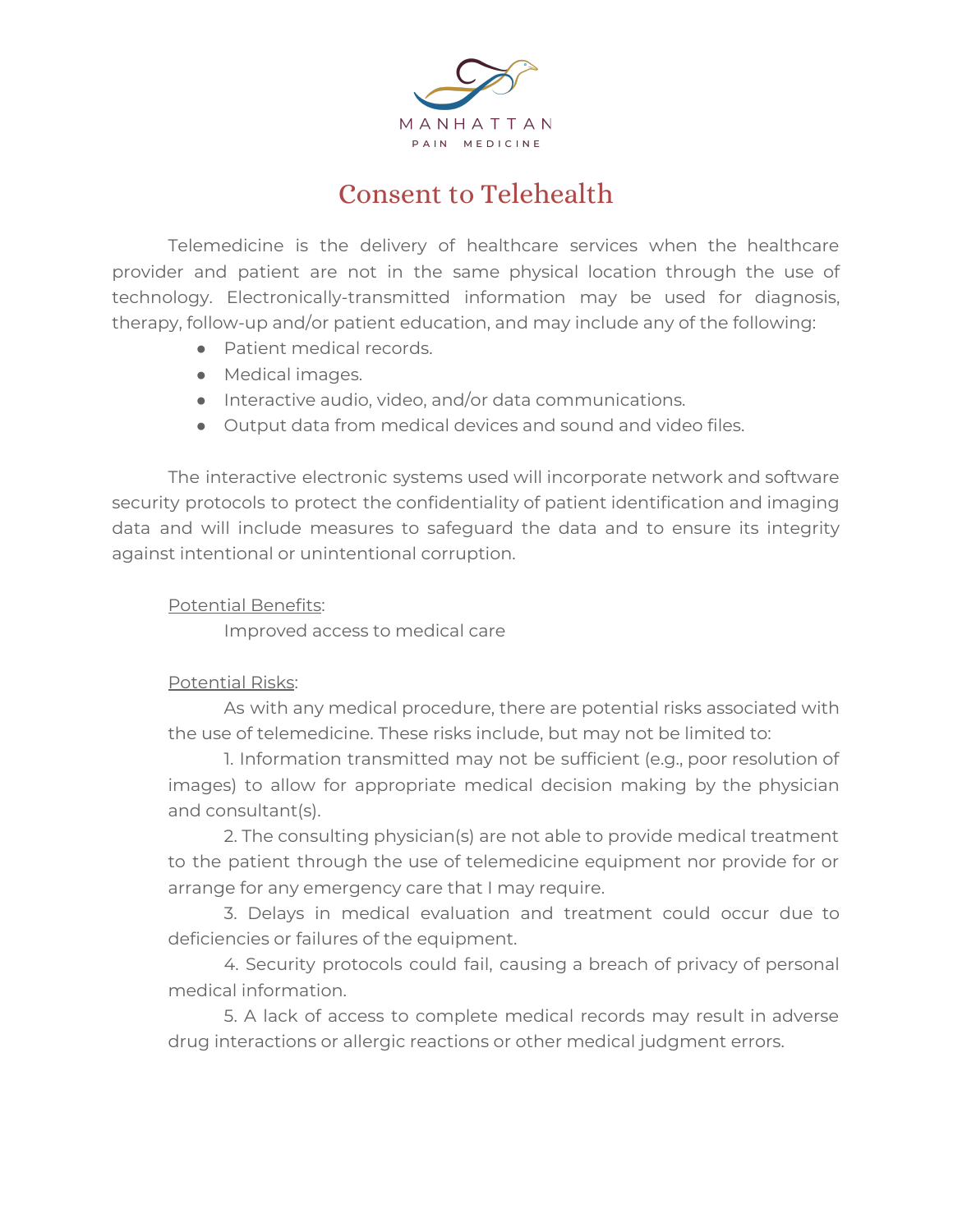MANHATTAN

PAIN MEDICINE

# Consent to Telehealth

Telemedicine is the delivery of healthcare services when the healthcare provider and patient are not in the same physical location through the use of technology. Electronically-transmitted information may be used for diagnosis, therapy, follow-up and/or patient education, and may include any of the following:

- Patient medical records.
- Medical images.
- Interactive audio, video, and/or data communications.
- Output data from medical devices and sound and video files.

The interactive electronic systems used will incorporate network and software security protocols to protect the confidentiality of patient identification and imaging data and will include measures to safeguard the data and to ensure its integrity against intentional or unintentional corruption.

Potential Benefits:

Improved access to medical care

Potential Risks:

As with any medical procedure, there are potential risks associated with the use of telemedicine. These risks include, but may not be limited to:

1. Information transmitted may not be sufficient (e.g., poor resolution of images) to allow for appropriate medical decision making by the physician and consultant(s).
2. The consulting physician(s) are not able to provide medical treatment to the patient through the use of telemedicine equipment nor provide for or arrange for any emergency care that I may require.
3. Delays in medical evaluation and treatment could occur due to deficiencies or failures of the equipment.
4. Security protocols could fail, causing a breach of privacy of personal medical information.
5. A lack of access to complete medical records may result in adverse drug interactions or allergic reactions or other medical judgment errors.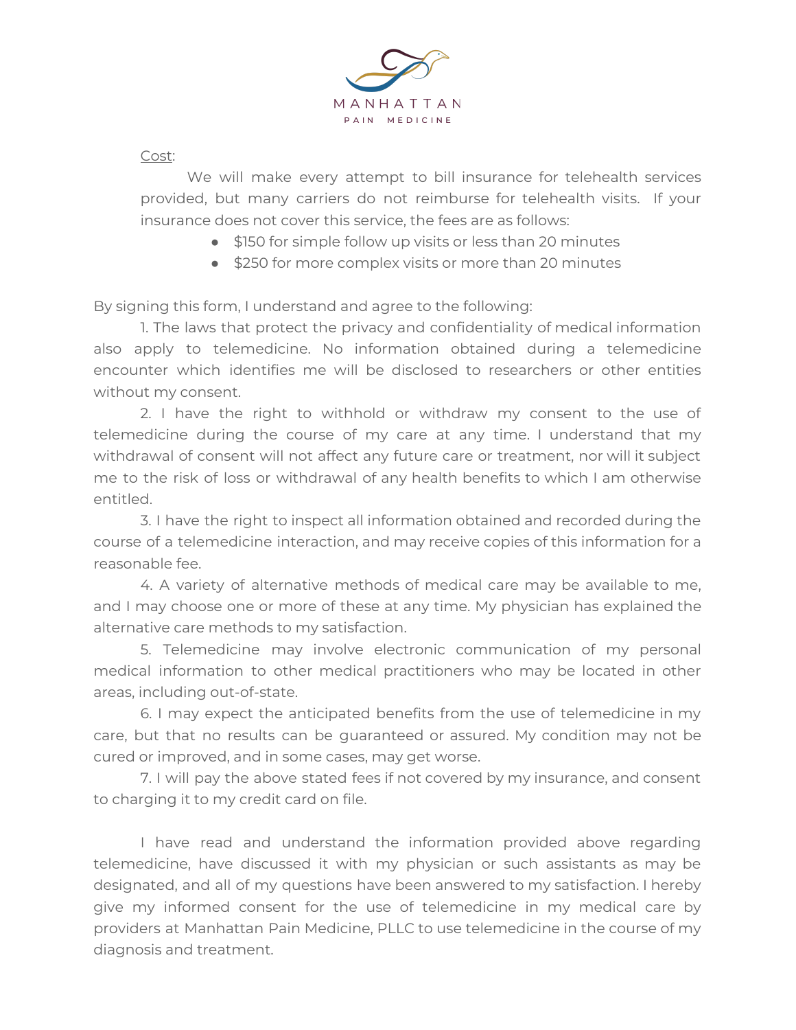MANHATTAN
PAIN MEDICINE

<u>Cost</u>:

We will make every attempt to bill insurance for telehealth services provided, but many carriers do not reimburse for telehealth visits. If your insurance does not cover this service, the fees are as follows:

- $150 for simple follow up visits or less than 20 minutes
- $250 for more complex visits or more than 20 minutes

By signing this form, I understand and agree to the following:

1. The laws that protect the privacy and confidentiality of medical information also apply to telemedicine. No information obtained during a telemedicine encounter which identifies me will be disclosed to researchers or other entities without my consent.

2. I have the right to withhold or withdraw my consent to the use of telemedicine during the course of my care at any time. I understand that my withdrawal of consent will not affect any future care or treatment, nor will it subject me to the risk of loss or withdrawal of any health benefits to which I am otherwise entitled.

3. I have the right to inspect all information obtained and recorded during the course of a telemedicine interaction, and may receive copies of this information for a reasonable fee.

4. A variety of alternative methods of medical care may be available to me, and I may choose one or more of these at any time. My physician has explained the alternative care methods to my satisfaction.

5. Telemedicine may involve electronic communication of my personal medical information to other medical practitioners who may be located in other areas, including out-of-state.

6. I may expect the anticipated benefits from the use of telemedicine in my care, but that no results can be guaranteed or assured. My condition may not be cured or improved, and in some cases, may get worse.

7. I will pay the above stated fees if not covered by my insurance, and consent to charging it to my credit card on file.

I have read and understand the information provided above regarding telemedicine, have discussed it with my physician or such assistants as may be designated, and all of my questions have been answered to my satisfaction. I hereby give my informed consent for the use of telemedicine in my medical care by providers at Manhattan Pain Medicine, PLLC to use telemedicine in the course of my diagnosis and treatment.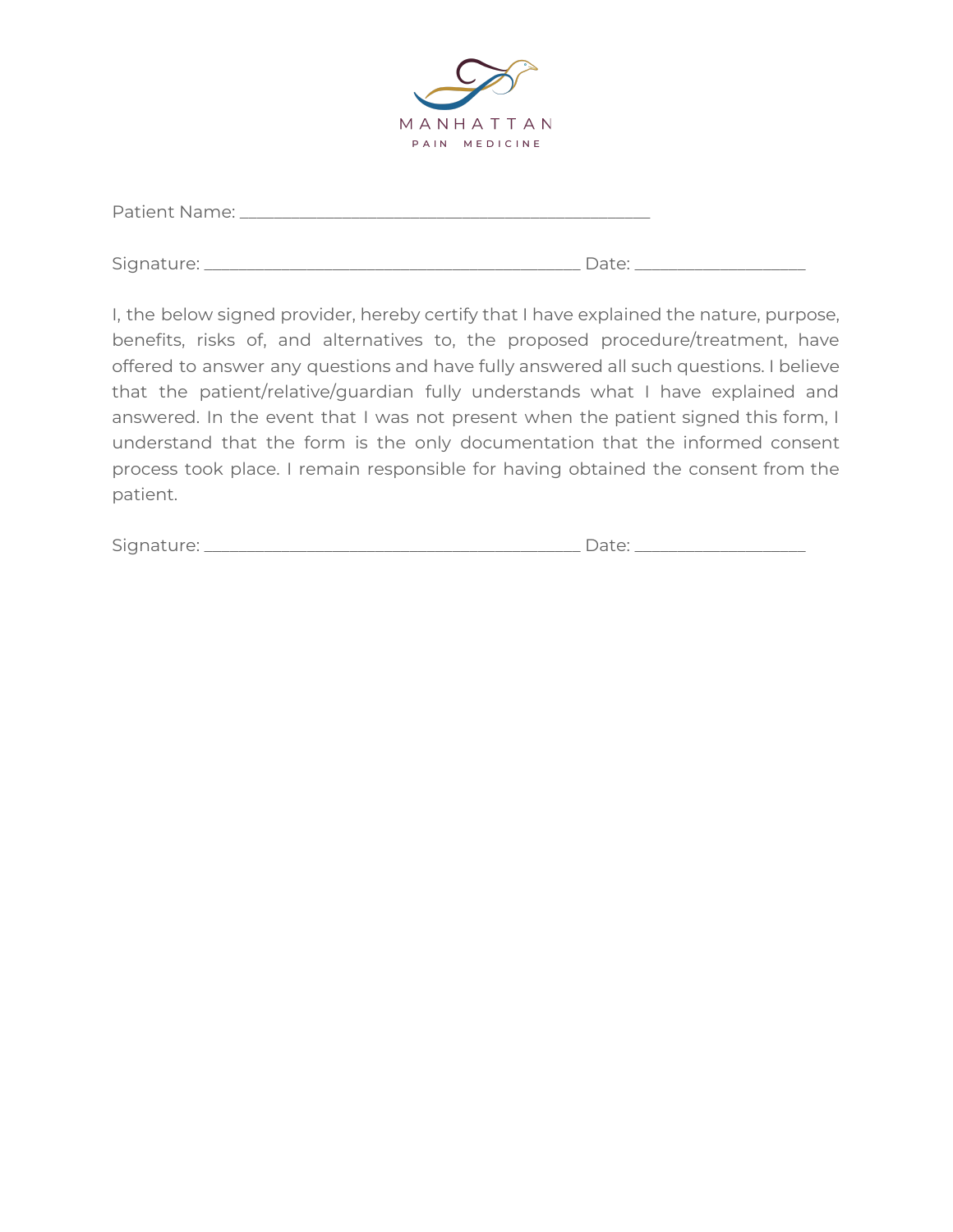MANHATTAN

PAIN MEDICINE

Patient Name: ____________________________________________

Signature: ________________________________________ Date: __________________

I, the below signed provider, hereby certify that I have explained the nature, purpose, benefits, risks of, and alternatives to, the proposed procedure/treatment, have offered to answer any questions and have fully answered all such questions. I believe that the patient/relative/guardian fully understands what I have explained and answered. In the event that I was not present when the patient signed this form, I understand that the form is the only documentation that the informed consent process took place. I remain responsible for having obtained the consent from the patient.

Signature: ________________________________________ Date: __________________